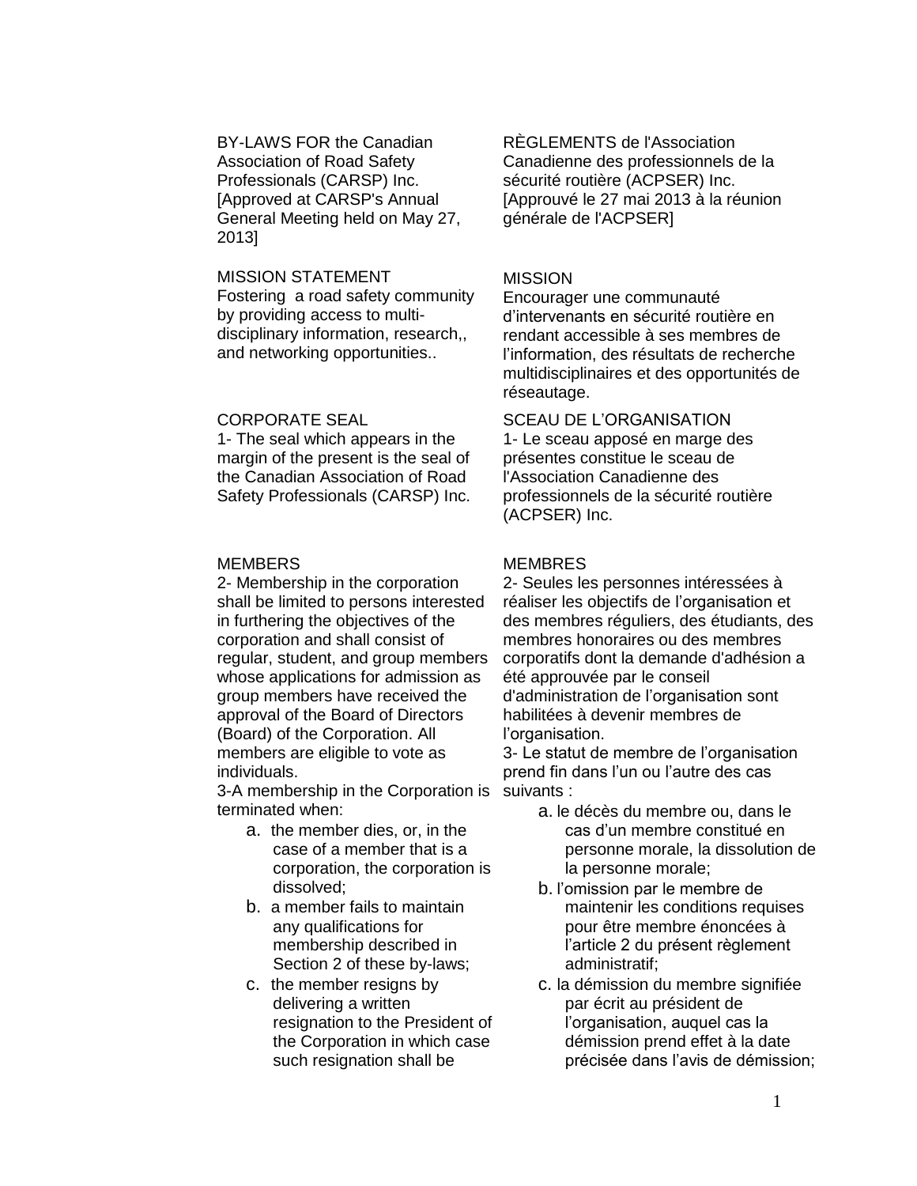BY-LAWS FOR the Canadian Association of Road Safety Professionals (CARSP) Inc. [Approved at CARSP's Annual General Meeting held on May 27, 2013]

MISSION STATEMENT
Fostering a road safety community by providing access to multi-disciplinary information, research,, and networking opportunities..

CORPORATE SEAL
1- The seal which appears in the margin of the present is the seal of the Canadian Association of Road Safety Professionals (CARSP) Inc.

MEMBERS
2- Membership in the corporation shall be limited to persons interested in furthering the objectives of the corporation and shall consist of regular, student, and group members whose applications for admission as group members have received the approval of the Board of Directors (Board) of the Corporation. All members are eligible to vote as individuals.
3-A membership in the Corporation is terminated when:

a. the member dies, or, in the case of a member that is a corporation, the corporation is dissolved;
b. a member fails to maintain any qualifications for membership described in Section 2 of these by-laws;
c. the member resigns by delivering a written resignation to the President of the Corporation in which case such resignation shall be

RÈGLEMENTS de l'Association Canadienne des professionnels de la sécurité routière (ACPSER) Inc. [Approuvé le 27 mai 2013 à la réunion générale de l'ACPSER]

MISSION
Encourager une communauté d'intervenants en sécurité routière en rendant accessible à ses membres de l'information, des résultats de recherche multidisciplinaires et des opportunités de réseautage.

SCEAU DE L'ORGANISATION
1- Le sceau apposé en marge des présentes constitue le sceau de l'Association Canadienne des professionnels de la sécurité routière (ACPSER) Inc.

MEMBRES
2- Seules les personnes intéressées à réaliser les objectifs de l'organisation et des membres réguliers, des étudiants, des membres honoraires ou des membres corporatifs dont la demande d'adhésion a été approuvée par le conseil d'administration de l'organisation sont habilitées à devenir membres de l'organisation.
3- Le statut de membre de l'organisation prend fin dans l'un ou l'autre des cas suivants :

a. le décès du membre ou, dans le cas d'un membre constitué en personne morale, la dissolution de la personne morale;
b. l'omission par le membre de maintenir les conditions requises pour être membre énoncées à l'article 2 du présent règlement administratif;
c. la démission du membre signifiée par écrit au président de l'organisation, auquel cas la démission prend effet à la date précisée dans l'avis de démission;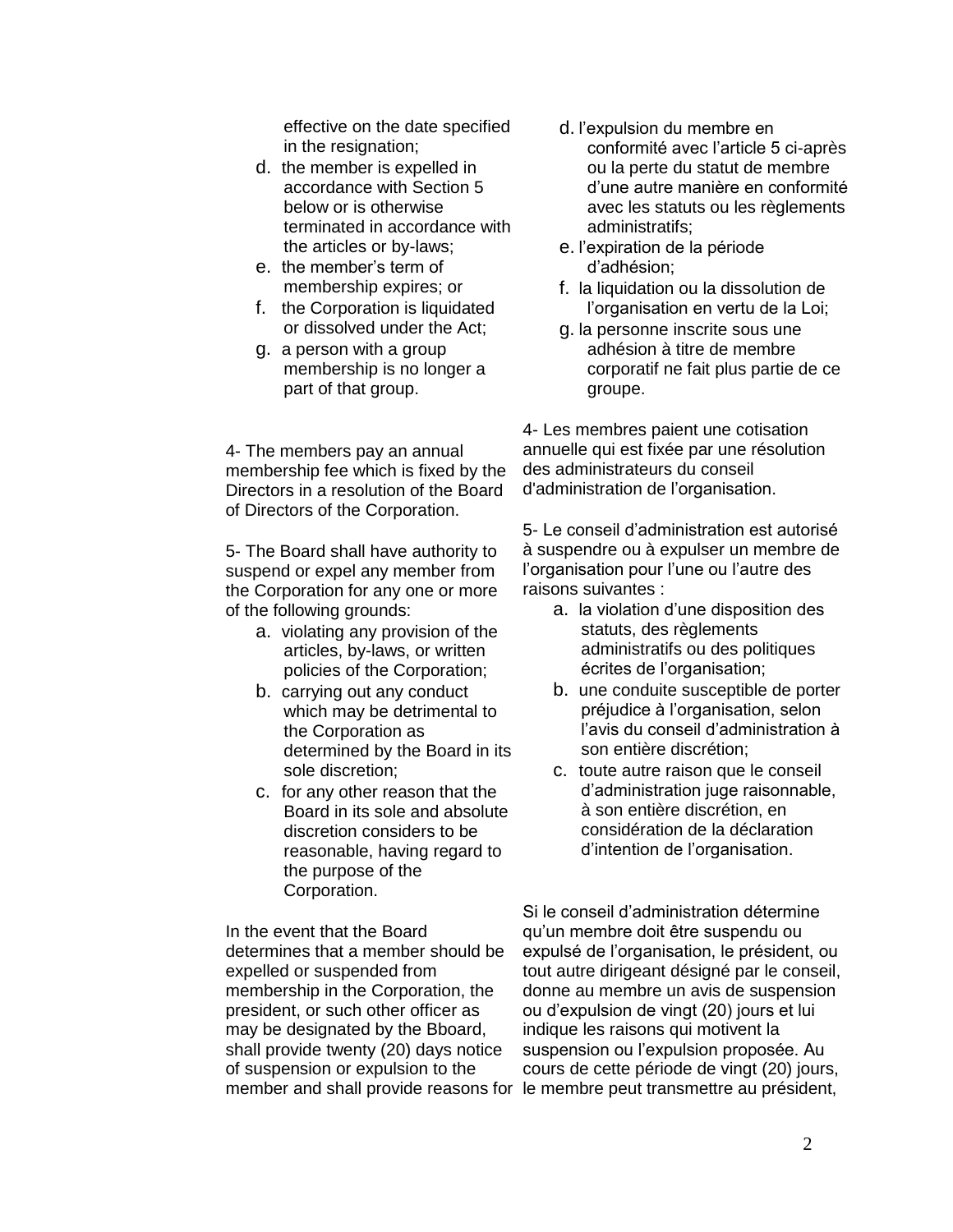effective on the date specified in the resignation;

d. the member is expelled in accordance with Section 5 below or is otherwise terminated in accordance with the articles or by-laws;

e. the member's term of membership expires; or

f. the Corporation is liquidated or dissolved under the Act;

g. a person with a group membership is no longer a part of that group.

4- The members pay an annual membership fee which is fixed by the Directors in a resolution of the Board of Directors of the Corporation.

5- The Board shall have authority to suspend or expel any member from the Corporation for any one or more of the following grounds:

a. violating any provision of the articles, by-laws, or written policies of the Corporation;

b. carrying out any conduct which may be detrimental to the Corporation as determined by the Board in its sole discretion;

c. for any other reason that the Board in its sole and absolute discretion considers to be reasonable, having regard to the purpose of the Corporation.

In the event that the Board determines that a member should be expelled or suspended from membership in the Corporation, the president, or such other officer as may be designated by the Bboard, shall provide twenty (20) days notice of suspension or expulsion to the member and shall provide reasons for

d. l'expulsion du membre en conformité avec l'article 5 ci-après ou la perte du statut de membre d'une autre manière en conformité avec les statuts ou les règlements administratifs;

e. l'expiration de la période d'adhésion;

f. la liquidation ou la dissolution de l'organisation en vertu de la Loi;

g. la personne inscrite sous une adhésion à titre de membre corporatif ne fait plus partie de ce groupe.

4- Les membres paient une cotisation annuelle qui est fixée par une résolution des administrateurs du conseil d'administration de l'organisation.

5- Le conseil d'administration est autorisé à suspendre ou à expulser un membre de l'organisation pour l'une ou l'autre des raisons suivantes :

a. la violation d'une disposition des statuts, des règlements administratifs ou des politiques écrites de l'organisation;

b. une conduite susceptible de porter préjudice à l'organisation, selon l'avis du conseil d'administration à son entière discrétion;

c. toute autre raison que le conseil d'administration juge raisonnable, à son entière discrétion, en considération de la déclaration d'intention de l'organisation.

Si le conseil d'administration détermine qu'un membre doit être suspendu ou expulsé de l'organisation, le président, ou tout autre dirigeant désigné par le conseil, donne au membre un avis de suspension ou d'expulsion de vingt (20) jours et lui indique les raisons qui motivent la suspension ou l'expulsion proposée. Au cours de cette période de vingt (20) jours, le membre peut transmettre au président,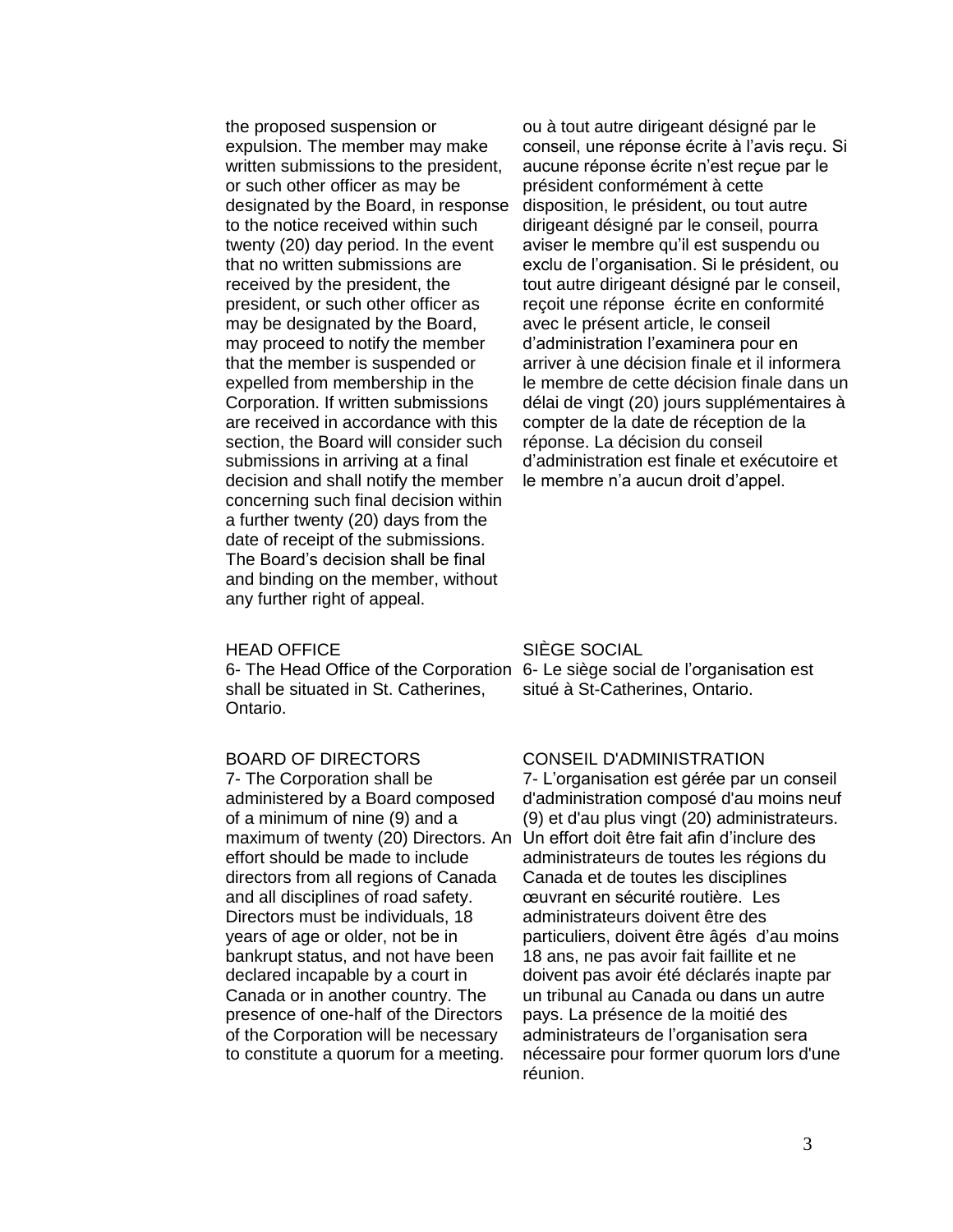the proposed suspension or expulsion. The member may make written submissions to the president, or such other officer as may be designated by the Board, in response to the notice received within such twenty (20) day period. In the event that no written submissions are received by the president, the president, or such other officer as may be designated by the Board, may proceed to notify the member that the member is suspended or expelled from membership in the Corporation. If written submissions are received in accordance with this section, the Board will consider such submissions in arriving at a final decision and shall notify the member concerning such final decision within a further twenty (20) days from the date of receipt of the submissions. The Board's decision shall be final and binding on the member, without any further right of appeal.

ou à tout autre dirigeant désigné par le conseil, une réponse écrite à l'avis reçu. Si aucune réponse écrite n'est reçue par le président conformément à cette disposition, le président, ou tout autre dirigeant désigné par le conseil, pourra aviser le membre qu'il est suspendu ou exclu de l'organisation. Si le président, ou tout autre dirigeant désigné par le conseil, reçoit une réponse écrite en conformité avec le présent article, le conseil d'administration l'examinera pour en arriver à une décision finale et il informera le membre de cette décision finale dans un délai de vingt (20) jours supplémentaires à compter de la date de réception de la réponse. La décision du conseil d'administration est finale et exécutoire et le membre n'a aucun droit d'appel.

HEAD OFFICE

6- The Head Office of the Corporation shall be situated in St. Catherines, Ontario.

SIÈGE SOCIAL

6- Le siège social de l'organisation est situé à St-Catherines, Ontario.

BOARD OF DIRECTORS

7- The Corporation shall be administered by a Board composed of a minimum of nine (9) and a maximum of twenty (20) Directors. An effort should be made to include directors from all regions of Canada and all disciplines of road safety. Directors must be individuals, 18 years of age or older, not be in bankrupt status, and not have been declared incapable by a court in Canada or in another country. The presence of one-half of the Directors of the Corporation will be necessary to constitute a quorum for a meeting.

CONSEIL D'ADMINISTRATION

7- L'organisation est gérée par un conseil d'administration composé d'au moins neuf (9) et d'au plus vingt (20) administrateurs. Un effort doit être fait afin d'inclure des administrateurs de toutes les régions du Canada et de toutes les disciplines œuvrant en sécurité routière. Les administrateurs doivent être des particuliers, doivent être âgés d'au moins 18 ans, ne pas avoir fait faillite et ne doivent pas avoir été déclarés inapte par un tribunal au Canada ou dans un autre pays. La présence de la moitié des administrateurs de l'organisation sera nécessaire pour former quorum lors d'une réunion.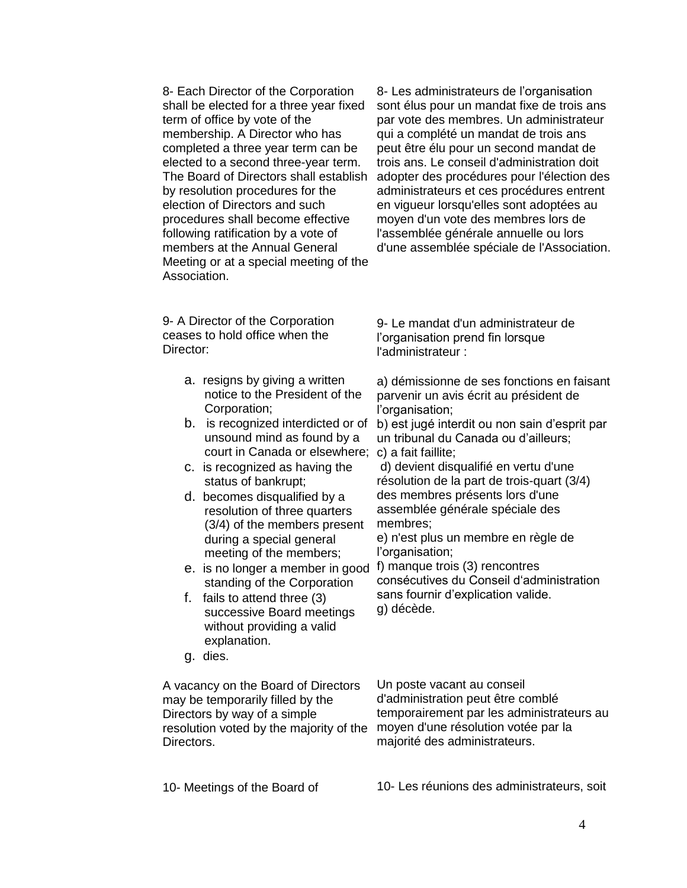8- Each Director of the Corporation shall be elected for a three year fixed term of office by vote of the membership. A Director who has completed a three year term can be elected to a second three-year term. The Board of Directors shall establish by resolution procedures for the election of Directors and such procedures shall become effective following ratification by a vote of members at the Annual General Meeting or at a special meeting of the Association.

8- Les administrateurs de l'organisation sont élus pour un mandat fixe de trois ans par vote des membres. Un administrateur qui a complété un mandat de trois ans peut être élu pour un second mandat de trois ans. Le conseil d'administration doit adopter des procédures pour l'élection des administrateurs et ces procédures entrent en vigueur lorsqu'elles sont adoptées au moyen d'un vote des membres lors de l'assemblée générale annuelle ou lors d'une assemblée spéciale de l'Association.

9- A Director of the Corporation ceases to hold office when the Director:

a. resigns by giving a written notice to the President of the Corporation;
b. is recognized interdicted or of unsound mind as found by a court in Canada or elsewhere;
c. is recognized as having the status of bankrupt;
d. becomes disqualified by a resolution of three quarters (3/4) of the members present during a special general meeting of the members;
e. is no longer a member in good standing of the Corporation
f. fails to attend three (3) successive Board meetings without providing a valid explanation.
g. dies.

9- Le mandat d'un administrateur de l'organisation prend fin lorsque l'administrateur :

a) démissionne de ses fonctions en faisant parvenir un avis écrit au président de l'organisation;
b) est jugé interdit ou non sain d'esprit par un tribunal du Canada ou d'ailleurs;
c) a fait faillite;
d) devient disqualifié en vertu d'une résolution de la part de trois-quart (3/4) des membres présents lors d'une assemblée générale spéciale des membres;
e) n'est plus un membre en règle de l'organisation;
f) manque trois (3) rencontres consécutives du Conseil d'administration sans fournir d'explication valide.
g) décède.

A vacancy on the Board of Directors may be temporarily filled by the Directors by way of a simple resolution voted by the majority of the Directors.

Un poste vacant au conseil d'administration peut être comblé temporairement par les administrateurs au moyen d'une résolution votée par la majorité des administrateurs.

10- Meetings of the Board of

10- Les réunions des administrateurs, soit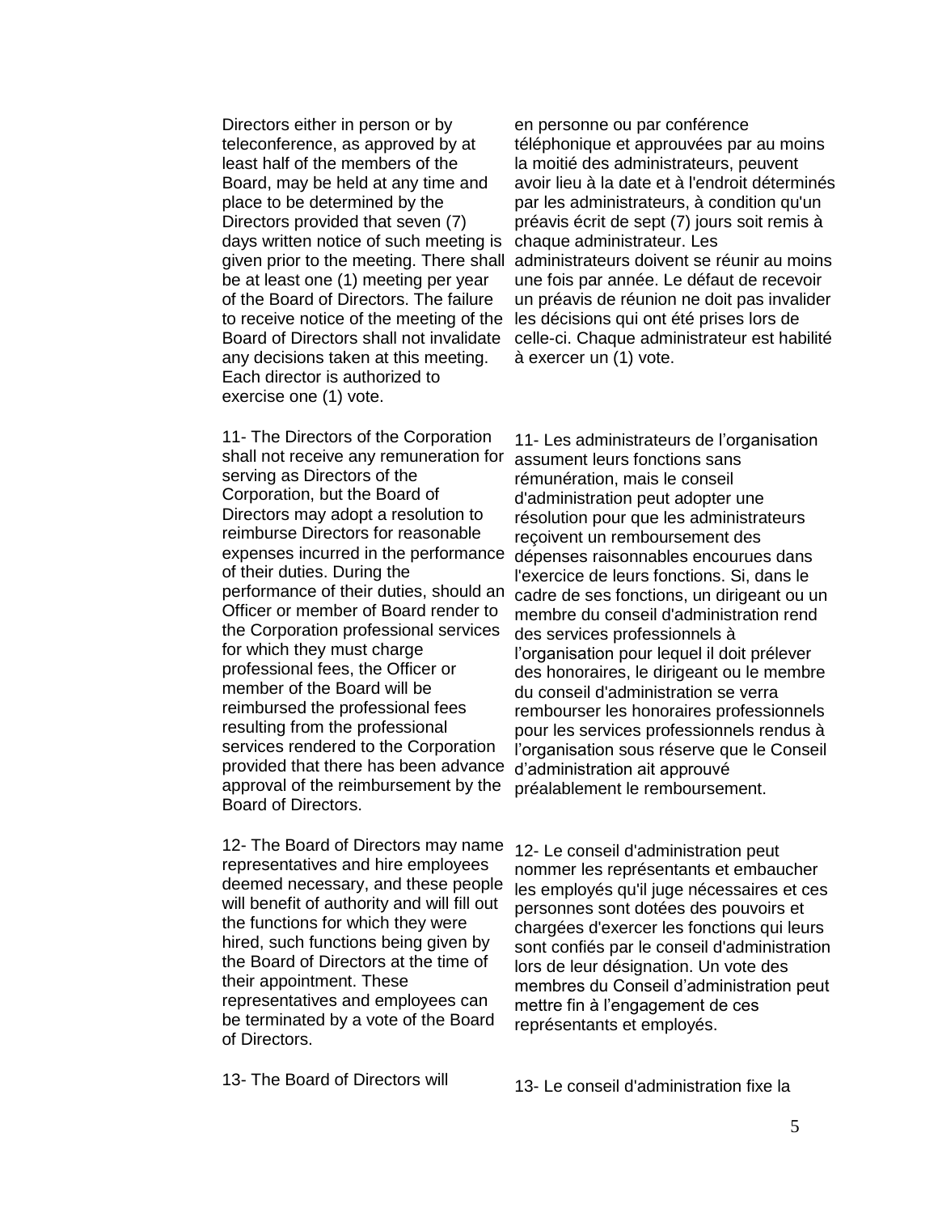Directors either in person or by teleconference, as approved by at least half of the members of the Board, may be held at any time and place to be determined by the Directors provided that seven (7) days written notice of such meeting is given prior to the meeting. There shall be at least one (1) meeting per year of the Board of Directors. The failure to receive notice of the meeting of the Board of Directors shall not invalidate any decisions taken at this meeting. Each director is authorized to exercise one (1) vote.

en personne ou par conférence téléphonique et approuvées par au moins la moitié des administrateurs, peuvent avoir lieu à la date et à l'endroit déterminés par les administrateurs, à condition qu'un préavis écrit de sept (7) jours soit remis à chaque administrateur. Les administrateurs doivent se réunir au moins une fois par année. Le défaut de recevoir un préavis de réunion ne doit pas invalider les décisions qui ont été prises lors de celle-ci. Chaque administrateur est habilité à exercer un (1) vote.

11- The Directors of the Corporation shall not receive any remuneration for serving as Directors of the Corporation, but the Board of Directors may adopt a resolution to reimburse Directors for reasonable expenses incurred in the performance of their duties. During the performance of their duties, should an Officer or member of Board render to the Corporation professional services for which they must charge professional fees, the Officer or member of the Board will be reimbursed the professional fees resulting from the professional services rendered to the Corporation provided that there has been advance approval of the reimbursement by the Board of Directors.

11- Les administrateurs de l'organisation assument leurs fonctions sans rémunération, mais le conseil d'administration peut adopter une résolution pour que les administrateurs reçoivent un remboursement des dépenses raisonnables encourues dans l'exercice de leurs fonctions. Si, dans le cadre de ses fonctions, un dirigeant ou un membre du conseil d'administration rend des services professionnels à l'organisation pour lequel il doit prélever des honoraires, le dirigeant ou le membre du conseil d'administration se verra rembourser les honoraires professionnels pour les services professionnels rendus à l'organisation sous réserve que le Conseil d'administration ait approuvé préalablement le remboursement.

12- The Board of Directors may name representatives and hire employees deemed necessary, and these people will benefit of authority and will fill out the functions for which they were hired, such functions being given by the Board of Directors at the time of their appointment. These representatives and employees can be terminated by a vote of the Board of Directors.

12- Le conseil d'administration peut nommer les représentants et embaucher les employés qu'il juge nécessaires et ces personnes sont dotées des pouvoirs et chargées d'exercer les fonctions qui leurs sont confiés par le conseil d'administration lors de leur désignation. Un vote des membres du Conseil d'administration peut mettre fin à l'engagement de ces représentants et employés.

13- The Board of Directors will

13- Le conseil d'administration fixe la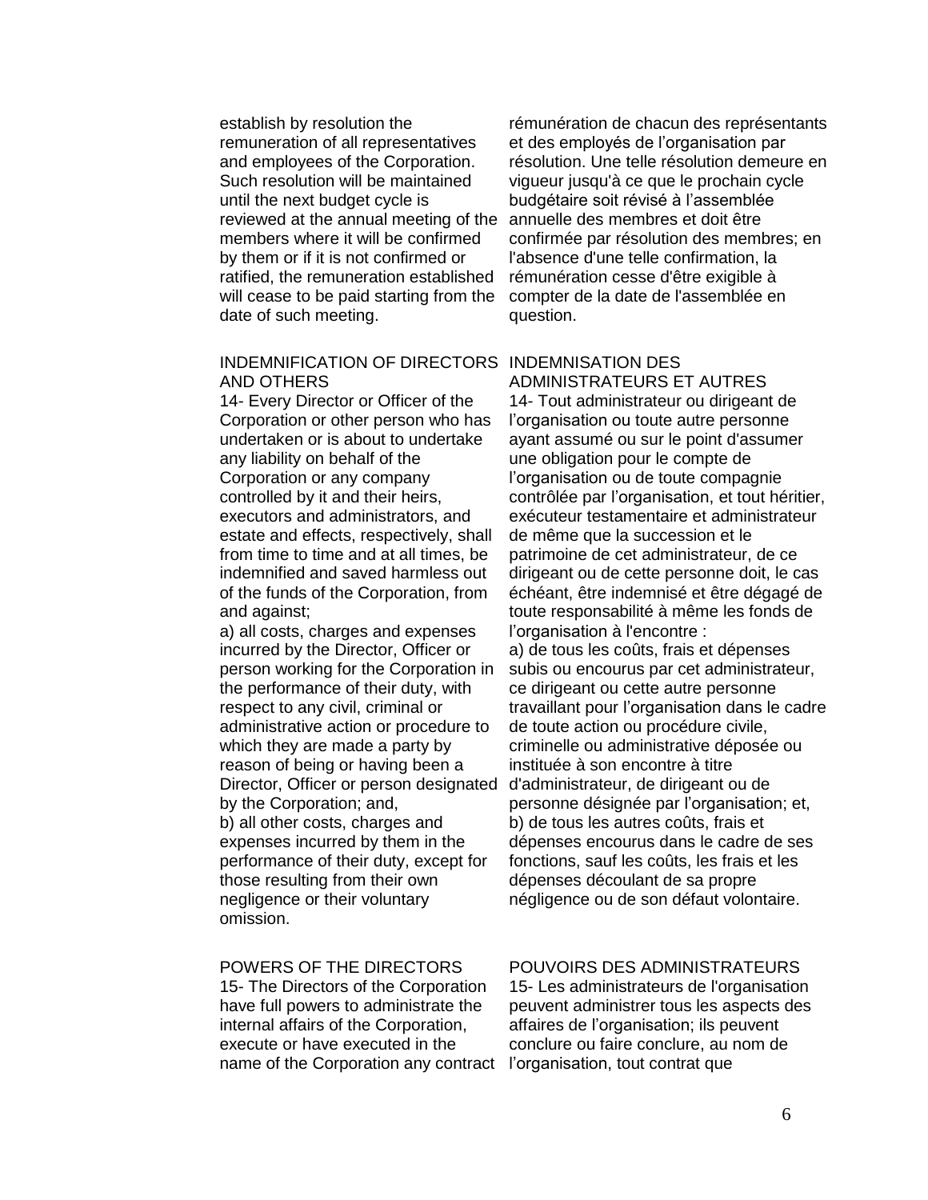establish by resolution the remuneration of all representatives and employees of the Corporation. Such resolution will be maintained until the next budget cycle is reviewed at the annual meeting of the members where it will be confirmed by them or if it is not confirmed or ratified, the remuneration established will cease to be paid starting from the date of such meeting.

rémunération de chacun des représentants et des employés de l'organisation par résolution. Une telle résolution demeure en vigueur jusqu'à ce que le prochain cycle budgétaire soit révisé à l'assemblée annuelle des membres et doit être confirmée par résolution des membres; en l'absence d'une telle confirmation, la rémunération cesse d'être exigible à compter de la date de l'assemblée en question.

INDEMNIFICATION OF DIRECTORS AND OTHERS

14- Every Director or Officer of the Corporation or other person who has undertaken or is about to undertake any liability on behalf of the Corporation or any company controlled by it and their heirs, executors and administrators, and estate and effects, respectively, shall from time to time and at all times, be indemnified and saved harmless out of the funds of the Corporation, from and against;

a) all costs, charges and expenses incurred by the Director, Officer or person working for the Corporation in the performance of their duty, with respect to any civil, criminal or administrative action or procedure to which they are made a party by reason of being or having been a Director, Officer or person designated by the Corporation; and,

b) all other costs, charges and expenses incurred by them in the performance of their duty, except for those resulting from their own negligence or their voluntary omission.

INDEMNISATION DES ADMINISTRATEURS ET AUTRES

14- Tout administrateur ou dirigeant de l'organisation ou toute autre personne ayant assumé ou sur le point d'assumer une obligation pour le compte de l'organisation ou de toute compagnie contrôlée par l'organisation, et tout héritier, exécuteur testamentaire et administrateur de même que la succession et le patrimoine de cet administrateur, de ce dirigeant ou de cette personne doit, le cas échéant, être indemnisé et être dégagé de toute responsabilité à même les fonds de l'organisation à l'encontre :

a) de tous les coûts, frais et dépenses subis ou encourus par cet administrateur, ce dirigeant ou cette autre personne travaillant pour l'organisation dans le cadre de toute action ou procédure civile, criminelle ou administrative déposée ou instituée à son encontre à titre d'administrateur, de dirigeant ou de personne désignée par l'organisation; et,

b) de tous les autres coûts, frais et dépenses encourus dans le cadre de ses fonctions, sauf les coûts, les frais et les dépenses découlant de sa propre négligence ou de son défaut volontaire.

POWERS OF THE DIRECTORS

15- The Directors of the Corporation have full powers to administrate the internal affairs of the Corporation, execute or have executed in the name of the Corporation any contract

POUVOIRS DES ADMINISTRATEURS

15- Les administrateurs de l'organisation peuvent administrer tous les aspects des affaires de l'organisation; ils peuvent conclure ou faire conclure, au nom de l'organisation, tout contrat que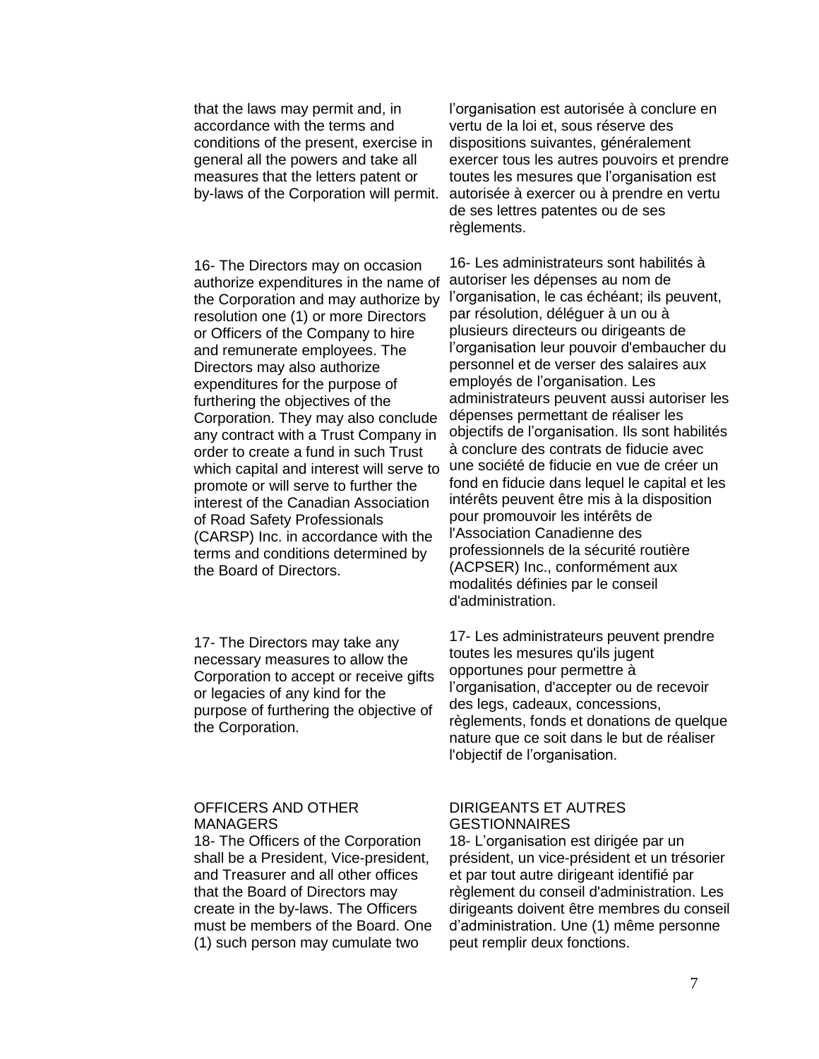that the laws may permit and, in accordance with the terms and conditions of the present, exercise in general all the powers and take all measures that the letters patent or by-laws of the Corporation will permit.

l'organisation est autorisée à conclure en vertu de la loi et, sous réserve des dispositions suivantes, généralement exercer tous les autres pouvoirs et prendre toutes les mesures que l'organisation est autorisée à exercer ou à prendre en vertu de ses lettres patentes ou de ses règlements.

16- The Directors may on occasion authorize expenditures in the name of the Corporation and may authorize by resolution one (1) or more Directors or Officers of the Company to hire and remunerate employees. The Directors may also authorize expenditures for the purpose of furthering the objectives of the Corporation. They may also conclude any contract with a Trust Company in order to create a fund in such Trust which capital and interest will serve to promote or will serve to further the interest of the Canadian Association of Road Safety Professionals (CARSP) Inc. in accordance with the terms and conditions determined by the Board of Directors.

16- Les administrateurs sont habilités à autoriser les dépenses au nom de l'organisation, le cas échéant; ils peuvent, par résolution, déléguer à un ou à plusieurs directeurs ou dirigeants de l'organisation leur pouvoir d'embaucher du personnel et de verser des salaires aux employés de l'organisation. Les administrateurs peuvent aussi autoriser les dépenses permettant de réaliser les objectifs de l'organisation. Ils sont habilités à conclure des contrats de fiducie avec une société de fiducie en vue de créer un fond en fiducie dans lequel le capital et les intérêts peuvent être mis à la disposition pour promouvoir les intérêts de l'Association Canadienne des professionnels de la sécurité routière (ACPSER) Inc., conformément aux modalités définies par le conseil d'administration.

17- The Directors may take any necessary measures to allow the Corporation to accept or receive gifts or legacies of any kind for the purpose of furthering the objective of the Corporation.

17- Les administrateurs peuvent prendre toutes les mesures qu'ils jugent opportunes pour permettre à l'organisation, d'accepter ou de recevoir des legs, cadeaux, concessions, règlements, fonds et donations de quelque nature que ce soit dans le but de réaliser l'objectif de l'organisation.

OFFICERS AND OTHER MANAGERS

18- The Officers of the Corporation shall be a President, Vice-president, and Treasurer and all other offices that the Board of Directors may create in the by-laws. The Officers must be members of the Board. One (1) such person may cumulate two

DIRIGEANTS ET AUTRES GESTIONNAIRES

18- L'organisation est dirigée par un président, un vice-président et un trésorier et par tout autre dirigeant identifié par règlement du conseil d'administration. Les dirigeants doivent être membres du conseil d'administration. Une (1) même personne peut remplir deux fonctions.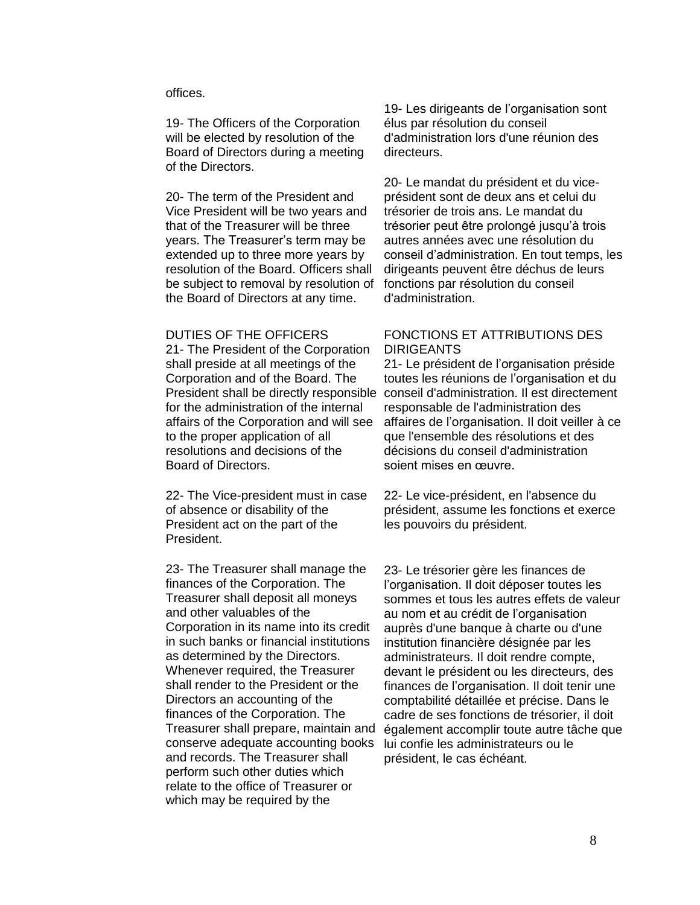offices.

19- The Officers of the Corporation will be elected by resolution of the Board of Directors during a meeting of the Directors.

20- The term of the President and Vice President will be two years and that of the Treasurer will be three years. The Treasurer's term may be extended up to three more years by resolution of the Board. Officers shall be subject to removal by resolution of the Board of Directors at any time.

DUTIES OF THE OFFICERS

21- The President of the Corporation shall preside at all meetings of the Corporation and of the Board. The President shall be directly responsible for the administration of the internal affairs of the Corporation and will see to the proper application of all resolutions and decisions of the Board of Directors.

22- The Vice-president must in case of absence or disability of the President act on the part of the President.

23- The Treasurer shall manage the finances of the Corporation. The Treasurer shall deposit all moneys and other valuables of the Corporation in its name into its credit in such banks or financial institutions as determined by the Directors. Whenever required, the Treasurer shall render to the President or the Directors an accounting of the finances of the Corporation. The Treasurer shall prepare, maintain and conserve adequate accounting books and records. The Treasurer shall perform such other duties which relate to the office of Treasurer or which may be required by the

19- Les dirigeants de l'organisation sont élus par résolution du conseil d'administration lors d'une réunion des directeurs.

20- Le mandat du président et du vice-président sont de deux ans et celui du trésorier de trois ans. Le mandat du trésorier peut être prolongé jusqu'à trois autres années avec une résolution du conseil d'administration. En tout temps, les dirigeants peuvent être déchus de leurs fonctions par résolution du conseil d'administration.

FONCTIONS ET ATTRIBUTIONS DES DIRIGEANTS

21- Le président de l'organisation préside toutes les réunions de l'organisation et du conseil d'administration. Il est directement responsable de l'administration des affaires de l'organisation. Il doit veiller à ce que l'ensemble des résolutions et des décisions du conseil d'administration soient mises en œuvre.

22- Le vice-président, en l'absence du président, assume les fonctions et exerce les pouvoirs du président.

23- Le trésorier gère les finances de l'organisation. Il doit déposer toutes les sommes et tous les autres effets de valeur au nom et au crédit de l'organisation auprès d'une banque à charte ou d'une institution financière désignée par les administrateurs. Il doit rendre compte, devant le président ou les directeurs, des finances de l'organisation. Il doit tenir une comptabilité détaillée et précise. Dans le cadre de ses fonctions de trésorier, il doit également accomplir toute autre tâche que lui confie les administrateurs ou le président, le cas échéant.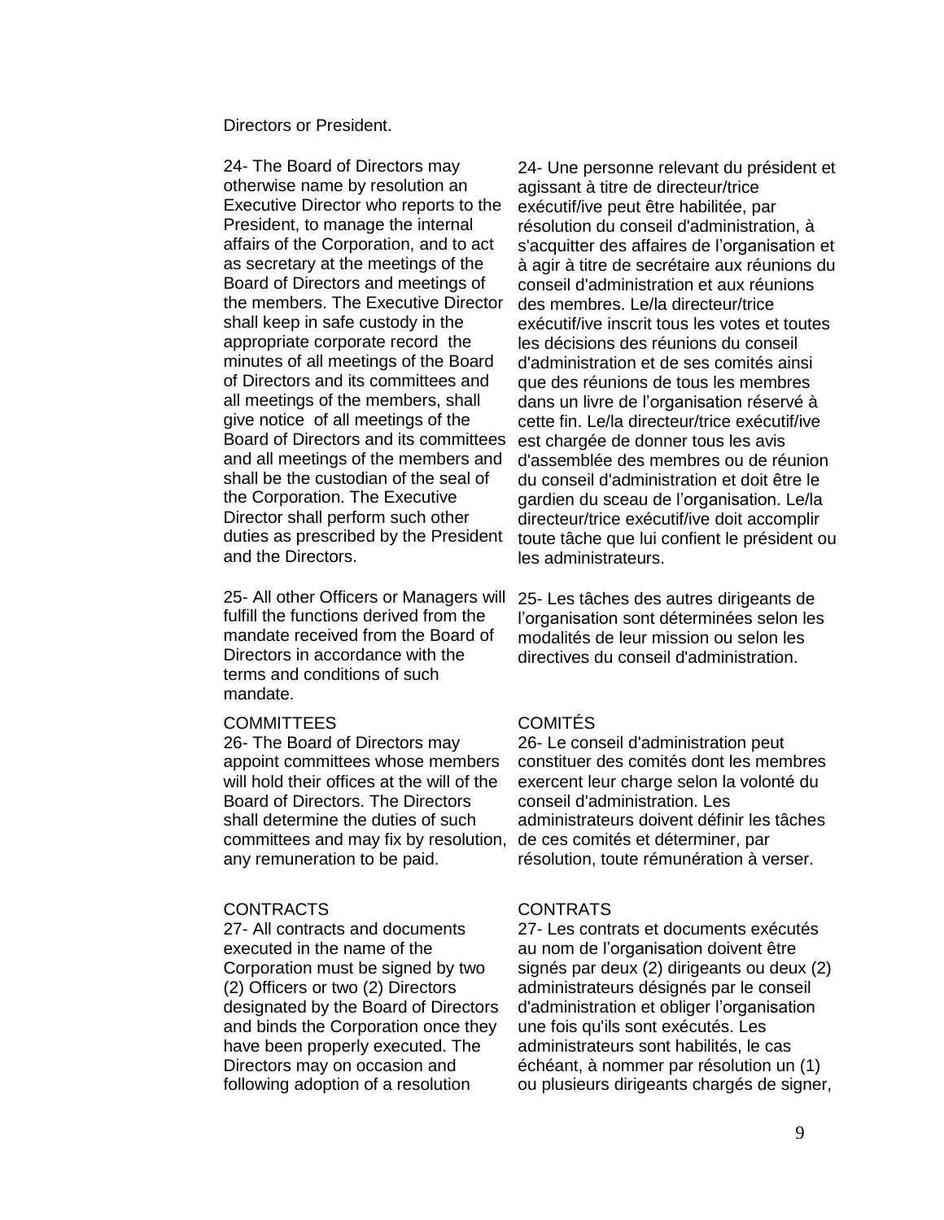Directors or President.

24- The Board of Directors may otherwise name by resolution an Executive Director who reports to the President, to manage the internal affairs of the Corporation, and to act as secretary at the meetings of the Board of Directors and meetings of the members. The Executive Director shall keep in safe custody in the appropriate corporate record the minutes of all meetings of the Board of Directors and its committees and all meetings of the members, shall give notice of all meetings of the Board of Directors and its committees and all meetings of the members and shall be the custodian of the seal of the Corporation. The Executive Director shall perform such other duties as prescribed by the President and the Directors.

24- Une personne relevant du président et agissant à titre de directeur/trice exécutif/ive peut être habilitée, par résolution du conseil d'administration, à s'acquitter des affaires de l'organisation et à agir à titre de secrétaire aux réunions du conseil d'administration et aux réunions des membres. Le/la directeur/trice exécutif/ive inscrit tous les votes et toutes les décisions des réunions du conseil d'administration et de ses comités ainsi que des réunions de tous les membres dans un livre de l'organisation réservé à cette fin. Le/la directeur/trice exécutif/ive est chargée de donner tous les avis d'assemblée des membres ou de réunion du conseil d'administration et doit être le gardien du sceau de l'organisation. Le/la directeur/trice exécutif/ive doit accomplir toute tâche que lui confient le président ou les administrateurs.

25- All other Officers or Managers will fulfill the functions derived from the mandate received from the Board of Directors in accordance with the terms and conditions of such mandate.

25- Les tâches des autres dirigeants de l'organisation sont déterminées selon les modalités de leur mission ou selon les directives du conseil d'administration.

## COMMITTEES

26- The Board of Directors may appoint committees whose members will hold their offices at the will of the Board of Directors. The Directors shall determine the duties of such committees and may fix by resolution, any remuneration to be paid.

## COMITÉS

26- Le conseil d'administration peut constituer des comités dont les membres exercent leur charge selon la volonté du conseil d'administration. Les administrateurs doivent définir les tâches de ces comités et déterminer, par résolution, toute rémunération à verser.

## CONTRACTS

27- All contracts and documents executed in the name of the Corporation must be signed by two (2) Officers or two (2) Directors designated by the Board of Directors and binds the Corporation once they have been properly executed. The Directors may on occasion and following adoption of a resolution

## CONTRATS

27- Les contrats et documents exécutés au nom de l'organisation doivent être signés par deux (2) dirigeants ou deux (2) administrateurs désignés par le conseil d'administration et obliger l'organisation une fois qu'ils sont exécutés. Les administrateurs sont habilités, le cas échéant, à nommer par résolution un (1) ou plusieurs dirigeants chargés de signer,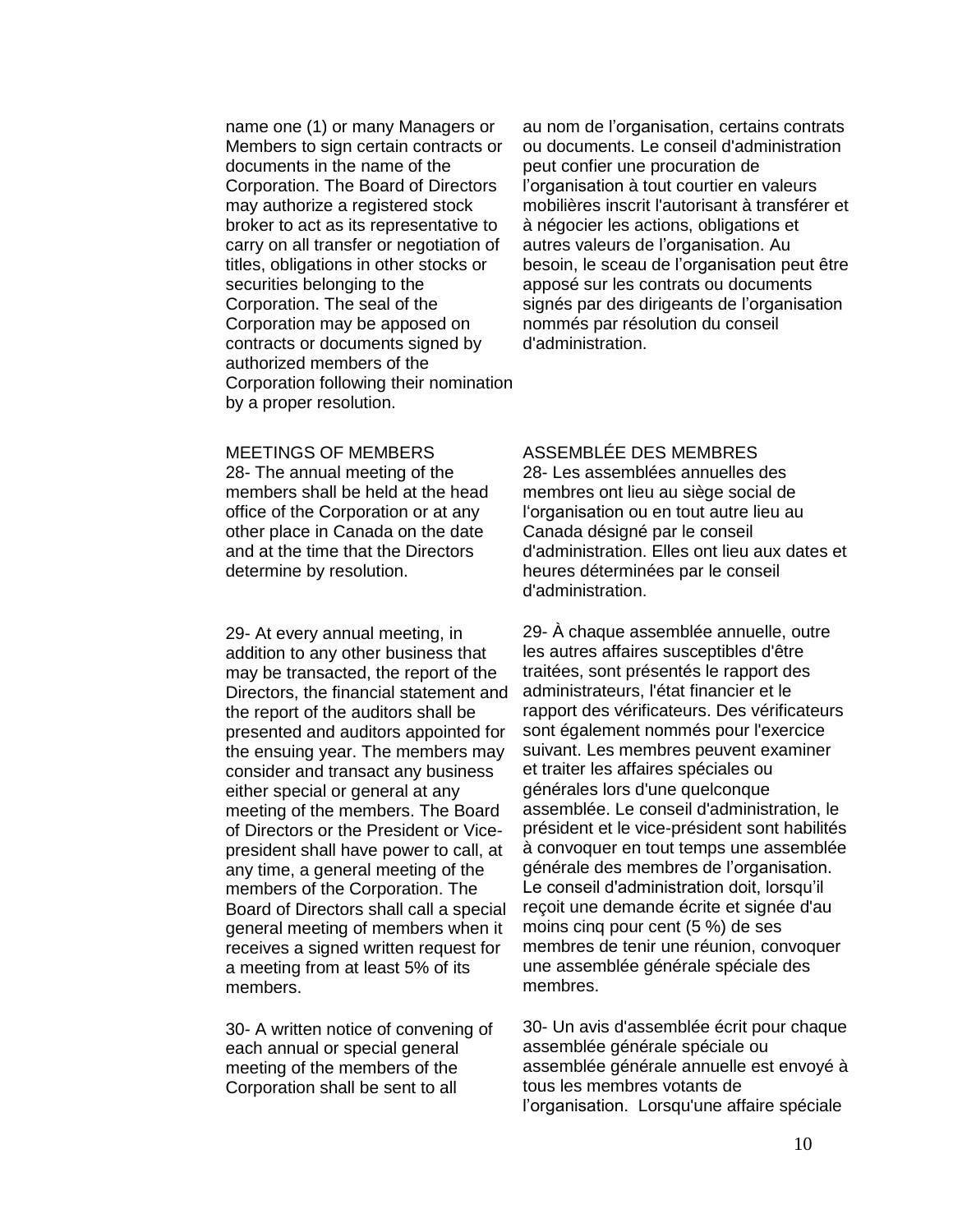name one (1) or many Managers or Members to sign certain contracts or documents in the name of the Corporation. The Board of Directors may authorize a registered stock broker to act as its representative to carry on all transfer or negotiation of titles, obligations in other stocks or securities belonging to the Corporation. The seal of the Corporation may be apposed on contracts or documents signed by authorized members of the Corporation following their nomination by a proper resolution.

au nom de l'organisation, certains contrats ou documents. Le conseil d'administration peut confier une procuration de l'organisation à tout courtier en valeurs mobilières inscrit l'autorisant à transférer et à négocier les actions, obligations et autres valeurs de l'organisation. Au besoin, le sceau de l'organisation peut être apposé sur les contrats ou documents signés par des dirigeants de l'organisation nommés par résolution du conseil d'administration.

## MEETINGS OF MEMBERS

28- The annual meeting of the members shall be held at the head office of the Corporation or at any other place in Canada on the date and at the time that the Directors determine by resolution.

29- At every annual meeting, in addition to any other business that may be transacted, the report of the Directors, the financial statement and the report of the auditors shall be presented and auditors appointed for the ensuing year. The members may consider and transact any business either special or general at any meeting of the members. The Board of Directors or the President or Vice-president shall have power to call, at any time, a general meeting of the members of the Corporation. The Board of Directors shall call a special general meeting of members when it receives a signed written request for a meeting from at least 5% of its members.

30- A written notice of convening of each annual or special general meeting of the members of the Corporation shall be sent to all

## ASSEMBLÉE DES MEMBRES

28- Les assemblées annuelles des membres ont lieu au siège social de l'organisation ou en tout autre lieu au Canada désigné par le conseil d'administration. Elles ont lieu aux dates et heures déterminées par le conseil d'administration.

29- À chaque assemblée annuelle, outre les autres affaires susceptibles d'être traitées, sont présentés le rapport des administrateurs, l'état financier et le rapport des vérificateurs. Des vérificateurs sont également nommés pour l'exercice suivant. Les membres peuvent examiner et traiter les affaires spéciales ou générales lors d'une quelconque assemblée. Le conseil d'administration, le président et le vice-président sont habilités à convoquer en tout temps une assemblée générale des membres de l'organisation. Le conseil d'administration doit, lorsqu'il reçoit une demande écrite et signée d'au moins cinq pour cent (5 %) de ses membres de tenir une réunion, convoquer une assemblée générale spéciale des membres.

30- Un avis d'assemblée écrit pour chaque assemblée générale spéciale ou assemblée générale annuelle est envoyé à tous les membres votants de l'organisation. Lorsqu'une affaire spéciale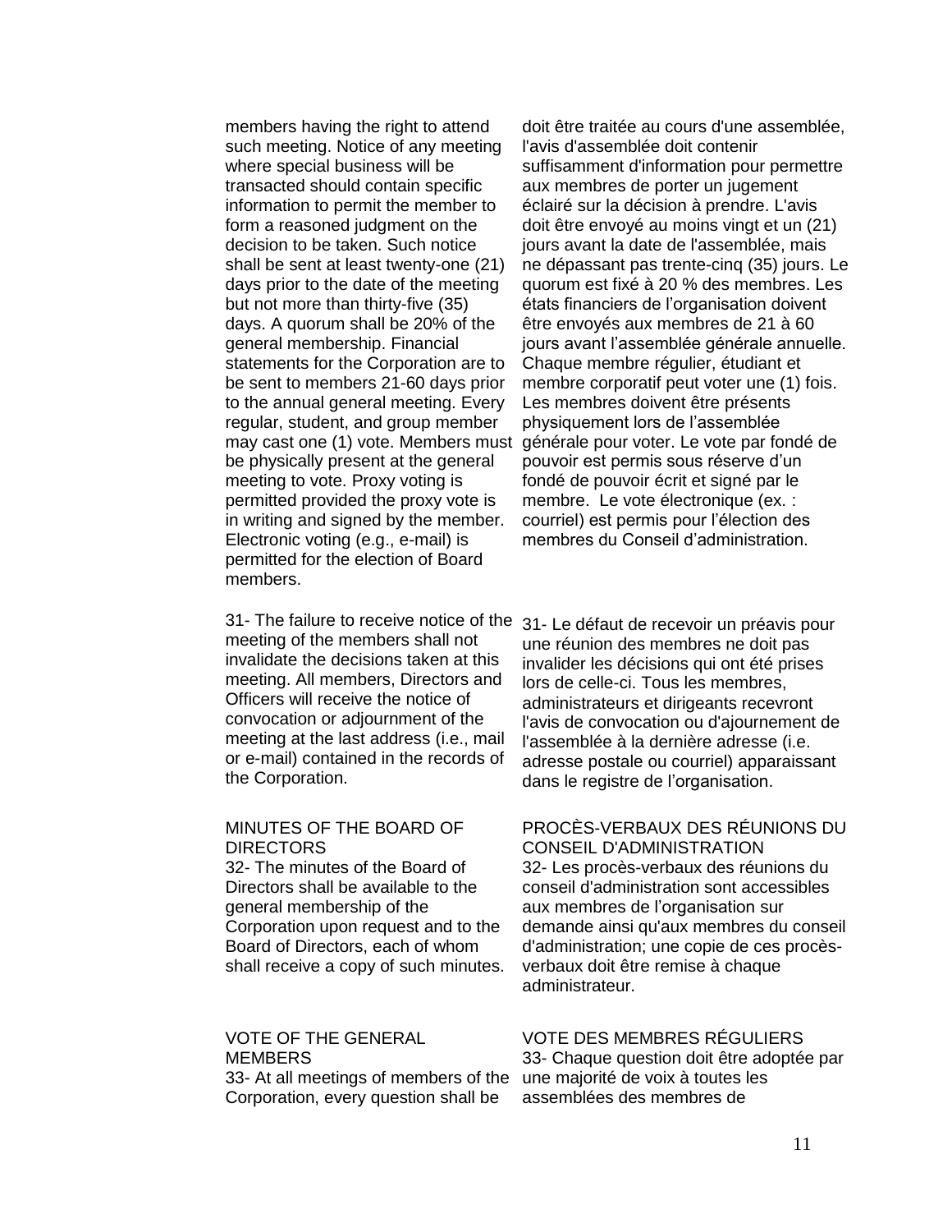members having the right to attend such meeting. Notice of any meeting where special business will be transacted should contain specific information to permit the member to form a reasoned judgment on the decision to be taken. Such notice shall be sent at least twenty-one (21) days prior to the date of the meeting but not more than thirty-five (35) days. A quorum shall be 20% of the general membership. Financial statements for the Corporation are to be sent to members 21-60 days prior to the annual general meeting. Every regular, student, and group member may cast one (1) vote. Members must be physically present at the general meeting to vote. Proxy voting is permitted provided the proxy vote is in writing and signed by the member. Electronic voting (e.g., e-mail) is permitted for the election of Board members.

doit être traitée au cours d'une assemblée, l'avis d'assemblée doit contenir suffisamment d'information pour permettre aux membres de porter un jugement éclairé sur la décision à prendre. L'avis doit être envoyé au moins vingt et un (21) jours avant la date de l'assemblée, mais ne dépassant pas trente-cinq (35) jours. Le quorum est fixé à 20 % des membres. Les états financiers de l'organisation doivent être envoyés aux membres de 21 à 60 jours avant l'assemblée générale annuelle. Chaque membre régulier, étudiant et membre corporatif peut voter une (1) fois. Les membres doivent être présents physiquement lors de l'assemblée générale pour voter. Le vote par fondé de pouvoir est permis sous réserve d'un fondé de pouvoir écrit et signé par le membre. Le vote électronique (ex. : courriel) est permis pour l'élection des membres du Conseil d'administration.

31- The failure to receive notice of the meeting of the members shall not invalidate the decisions taken at this meeting. All members, Directors and Officers will receive the notice of convocation or adjournment of the meeting at the last address (i.e., mail or e-mail) contained in the records of the Corporation.

31- Le défaut de recevoir un préavis pour une réunion des membres ne doit pas invalider les décisions qui ont été prises lors de celle-ci. Tous les membres, administrateurs et dirigeants recevront l'avis de convocation ou d'ajournement de l'assemblée à la dernière adresse (i.e. adresse postale ou courriel) apparaissant dans le registre de l'organisation.

## MINUTES OF THE BOARD OF DIRECTORS

32- The minutes of the Board of Directors shall be available to the general membership of the Corporation upon request and to the Board of Directors, each of whom shall receive a copy of such minutes.

## PROCÈS-VERBAUX DES RÉUNIONS DU CONSEIL D'ADMINISTRATION

32- Les procès-verbaux des réunions du conseil d'administration sont accessibles aux membres de l'organisation sur demande ainsi qu'aux membres du conseil d'administration; une copie de ces procès-verbaux doit être remise à chaque administrateur.

## VOTE OF THE GENERAL MEMBERS

33- At all meetings of members of the Corporation, every question shall be

## VOTE DES MEMBRES RÉGULIERS

33- Chaque question doit être adoptée par une majorité de voix à toutes les assemblées des membres de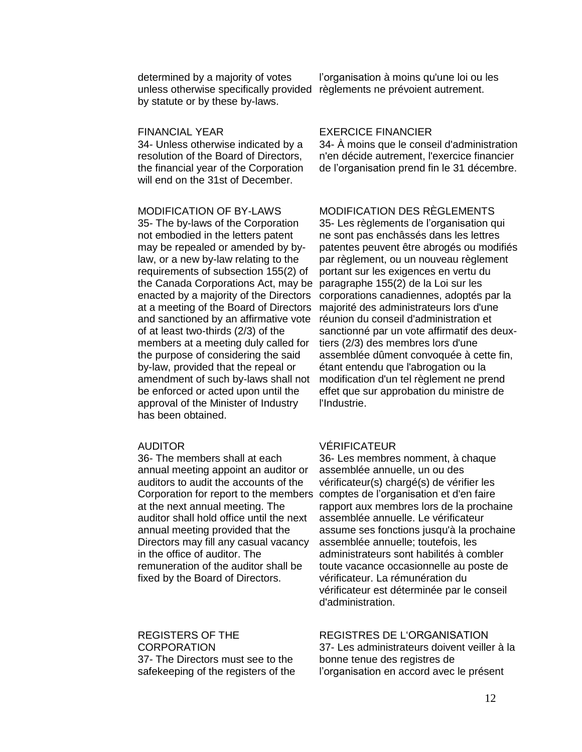determined by a majority of votes unless otherwise specifically provided by statute or by these by-laws.

l'organisation à moins qu'une loi ou les règlements ne prévoient autrement.

FINANCIAL YEAR

34- Unless otherwise indicated by a resolution of the Board of Directors, the financial year of the Corporation will end on the 31st of December.

EXERCICE FINANCIER

34- À moins que le conseil d'administration n'en décide autrement, l'exercice financier de l'organisation prend fin le 31 décembre.

MODIFICATION OF BY-LAWS

35- The by-laws of the Corporation not embodied in the letters patent may be repealed or amended by by-law, or a new by-law relating to the requirements of subsection 155(2) of the Canada Corporations Act, may be enacted by a majority of the Directors at a meeting of the Board of Directors and sanctioned by an affirmative vote of at least two-thirds (2/3) of the members at a meeting duly called for the purpose of considering the said by-law, provided that the repeal or amendment of such by-laws shall not be enforced or acted upon until the approval of the Minister of Industry has been obtained.

MODIFICATION DES RÈGLEMENTS

35- Les règlements de l'organisation qui ne sont pas enchâssés dans les lettres patentes peuvent être abrogés ou modifiés par règlement, ou un nouveau règlement portant sur les exigences en vertu du paragraphe 155(2) de la Loi sur les corporations canadiennes, adoptés par la majorité des administrateurs lors d'une réunion du conseil d'administration et sanctionné par un vote affirmatif des deux-tiers (2/3) des membres lors d'une assemblée dûment convoquée à cette fin, étant entendu que l'abrogation ou la modification d'un tel règlement ne prend effet que sur approbation du ministre de l'Industrie.

AUDITOR

36- The members shall at each annual meeting appoint an auditor or auditors to audit the accounts of the Corporation for report to the members at the next annual meeting. The auditor shall hold office until the next annual meeting provided that the Directors may fill any casual vacancy in the office of auditor. The remuneration of the auditor shall be fixed by the Board of Directors.

VÉRIFICATEUR

36- Les membres nomment, à chaque assemblée annuelle, un ou des vérificateur(s) chargé(s) de vérifier les comptes de l'organisation et d'en faire rapport aux membres lors de la prochaine assemblée annuelle. Le vérificateur assume ses fonctions jusqu'à la prochaine assemblée annuelle; toutefois, les administrateurs sont habilités à combler toute vacance occasionnelle au poste de vérificateur. La rémunération du vérificateur est déterminée par le conseil d'administration.

REGISTERS OF THE CORPORATION

37- The Directors must see to the safekeeping of the registers of the

REGISTRES DE L'ORGANISATION

37- Les administrateurs doivent veiller à la bonne tenue des registres de l'organisation en accord avec le présent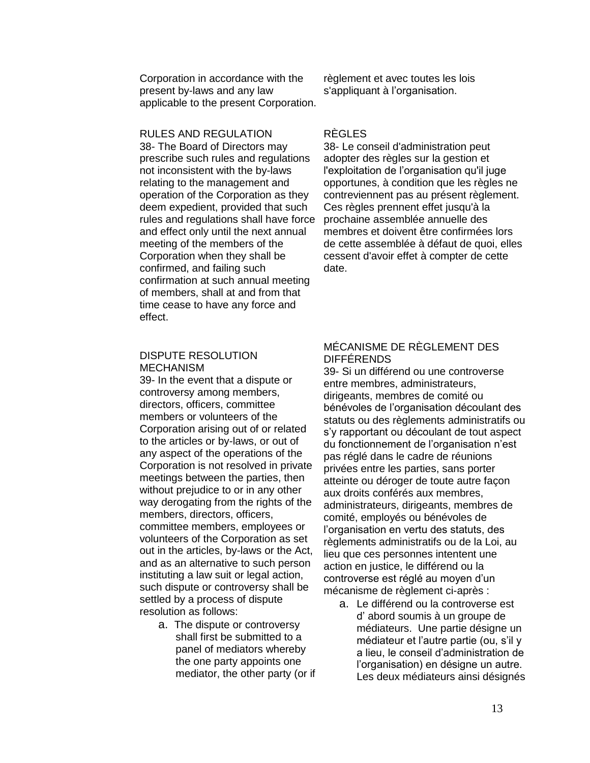Corporation in accordance with the present by-laws and any law applicable to the present Corporation.

règlement et avec toutes les lois s'appliquant à l'organisation.

RULES AND REGULATION

38- The Board of Directors may prescribe such rules and regulations not inconsistent with the by-laws relating to the management and operation of the Corporation as they deem expedient, provided that such rules and regulations shall have force and effect only until the next annual meeting of the members of the Corporation when they shall be confirmed, and failing such confirmation at such annual meeting of members, shall at and from that time cease to have any force and effect.

RÈGLES

38- Le conseil d'administration peut adopter des règles sur la gestion et l'exploitation de l'organisation qu'il juge opportunes, à condition que les règles ne contreviennent pas au présent règlement. Ces règles prennent effet jusqu'à la prochaine assemblée annuelle des membres et doivent être confirmées lors de cette assemblée à défaut de quoi, elles cessent d'avoir effet à compter de cette date.

DISPUTE RESOLUTION MECHANISM

39- In the event that a dispute or controversy among members, directors, officers, committee members or volunteers of the Corporation arising out of or related to the articles or by-laws, or out of any aspect of the operations of the Corporation is not resolved in private meetings between the parties, then without prejudice to or in any other way derogating from the rights of the members, directors, officers, committee members, employees or volunteers of the Corporation as set out in the articles, by-laws or the Act, and as an alternative to such person instituting a law suit or legal action, such dispute or controversy shall be settled by a process of dispute resolution as follows:

a. The dispute or controversy shall first be submitted to a panel of mediators whereby the one party appoints one mediator, the other party (or if

MÉCANISME DE RÈGLEMENT DES DIFFÉRENDS

39- Si un différend ou une controverse entre membres, administrateurs, dirigeants, membres de comité ou bénévoles de l'organisation découlant des statuts ou des règlements administratifs ou s'y rapportant ou découlant de tout aspect du fonctionnement de l'organisation n'est pas réglé dans le cadre de réunions privées entre les parties, sans porter atteinte ou déroger de toute autre façon aux droits conférés aux membres, administrateurs, dirigeants, membres de comité, employés ou bénévoles de l'organisation en vertu des statuts, des règlements administratifs ou de la Loi, au lieu que ces personnes intentent une action en justice, le différend ou la controverse est réglé au moyen d'un mécanisme de règlement ci-après :

a. Le différend ou la controverse est d' abord soumis à un groupe de médiateurs. Une partie désigne un médiateur et l'autre partie (ou, s'il y a lieu, le conseil d'administration de l'organisation) en désigne un autre. Les deux médiateurs ainsi désignés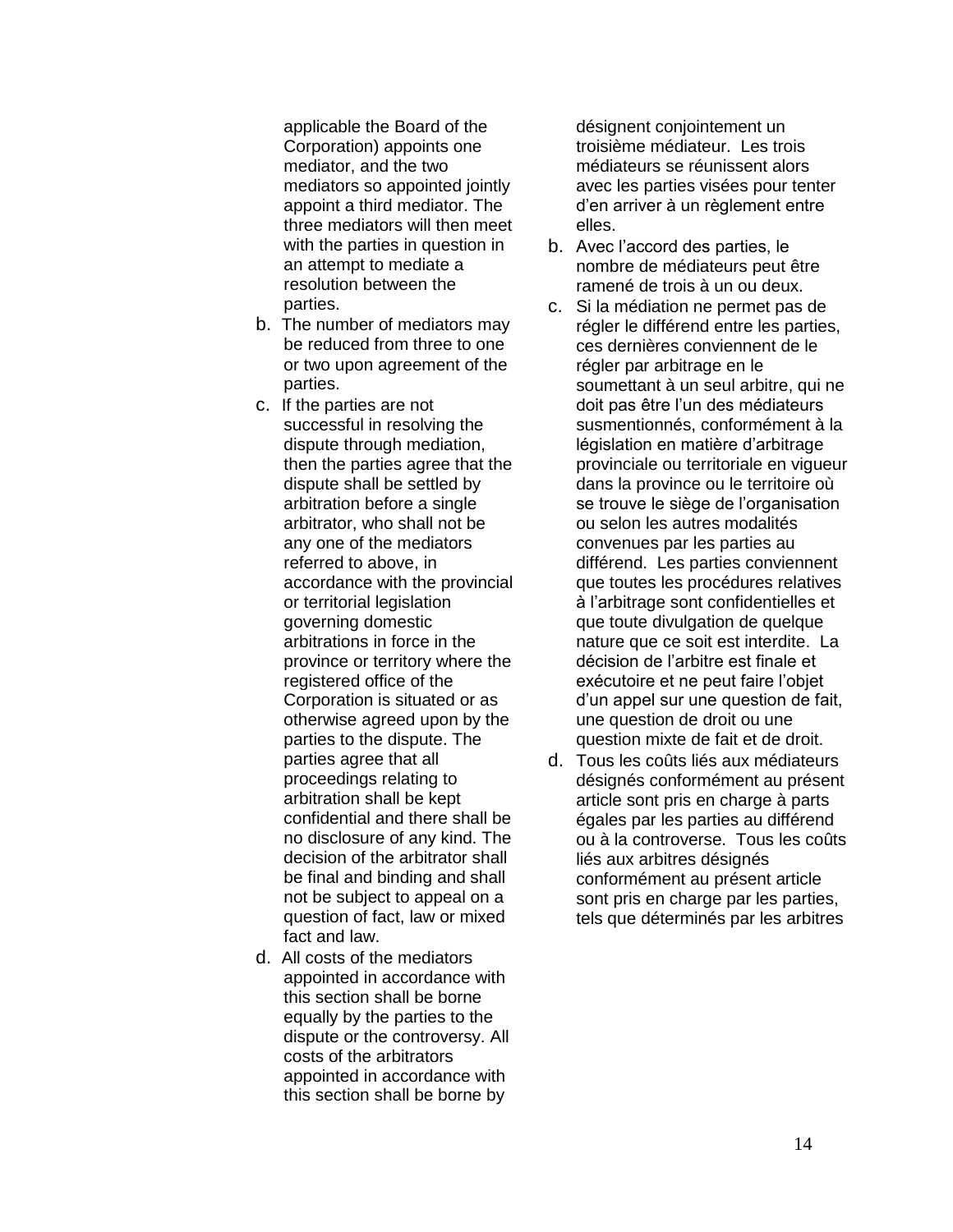applicable the Board of the Corporation) appoints one mediator, and the two mediators so appointed jointly appoint a third mediator. The three mediators will then meet with the parties in question in an attempt to mediate a resolution between the parties.

b. The number of mediators may be reduced from three to one or two upon agreement of the parties.

c. If the parties are not successful in resolving the dispute through mediation, then the parties agree that the dispute shall be settled by arbitration before a single arbitrator, who shall not be any one of the mediators referred to above, in accordance with the provincial or territorial legislation governing domestic arbitrations in force in the province or territory where the registered office of the Corporation is situated or as otherwise agreed upon by the parties to the dispute. The parties agree that all proceedings relating to arbitration shall be kept confidential and there shall be no disclosure of any kind. The decision of the arbitrator shall be final and binding and shall not be subject to appeal on a question of fact, law or mixed fact and law.

d. All costs of the mediators appointed in accordance with this section shall be borne equally by the parties to the dispute or the controversy. All costs of the arbitrators appointed in accordance with this section shall be borne by

désignent conjointement un troisième médiateur. Les trois médiateurs se réunissent alors avec les parties visées pour tenter d'en arriver à un règlement entre elles.

b. Avec l'accord des parties, le nombre de médiateurs peut être ramené de trois à un ou deux.

c. Si la médiation ne permet pas de régler le différend entre les parties, ces dernières conviennent de le régler par arbitrage en le soumettant à un seul arbitre, qui ne doit pas être l'un des médiateurs susmentionnés, conformément à la législation en matière d'arbitrage provinciale ou territoriale en vigueur dans la province ou le territoire où se trouve le siège de l'organisation ou selon les autres modalités convenues par les parties au différend. Les parties conviennent que toutes les procédures relatives à l'arbitrage sont confidentielles et que toute divulgation de quelque nature que ce soit est interdite. La décision de l'arbitre est finale et exécutoire et ne peut faire l'objet d'un appel sur une question de fait, une question de droit ou une question mixte de fait et de droit.

d. Tous les coûts liés aux médiateurs désignés conformément au présent article sont pris en charge à parts égales par les parties au différend ou à la controverse. Tous les coûts liés aux arbitres désignés conformément au présent article sont pris en charge par les parties, tels que déterminés par les arbitres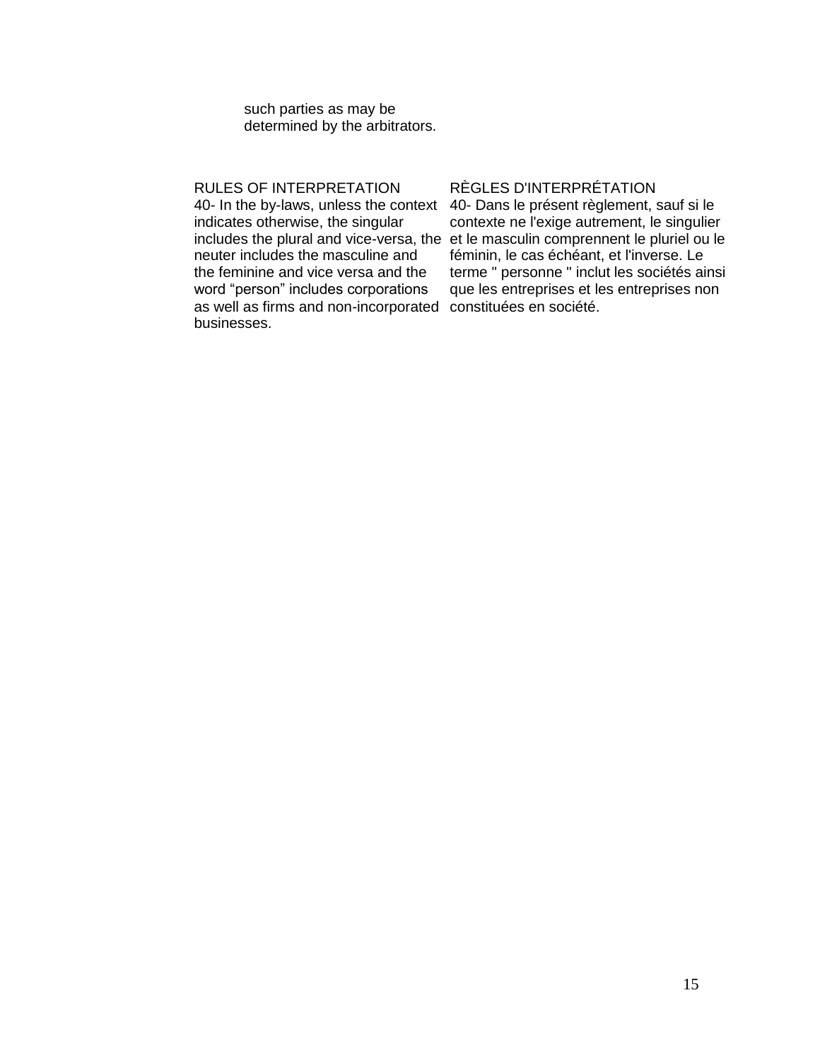such parties as may be determined by the arbitrators.

RULES OF INTERPRETATION

40- In the by-laws, unless the context indicates otherwise, the singular includes the plural and vice-versa, the neuter includes the masculine and the feminine and vice versa and the word “person” includes corporations as well as firms and non-incorporated businesses.

RÈGLES D'INTERPRÉTATION

40- Dans le présent règlement, sauf si le contexte ne l'exige autrement, le singulier et le masculin comprennent le pluriel ou le féminin, le cas échéant, et l'inverse. Le terme " personne " inclut les sociétés ainsi que les entreprises et les entreprises non constituées en société.